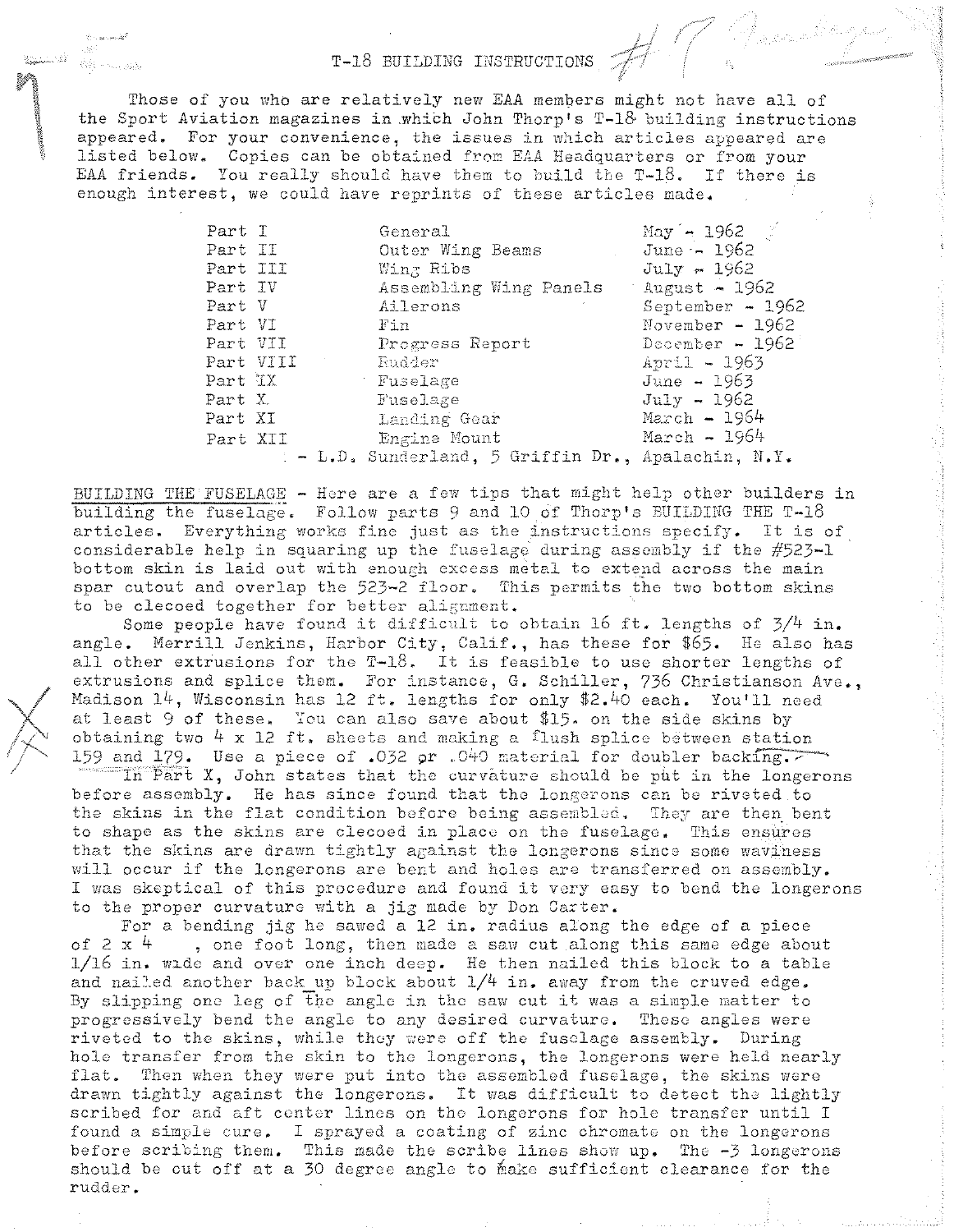# T-18 BUILDING INSTRUCTIONS

Those of you who are relatively new EAA members might not have all of the Sport Aviation magazines in which John Thorp's T-18 building instructions appeared. For your convenience, the issues in which articles appeared are listed below. Copies can be obtained from EAA Headquarters or from your EAA friends. You really should have them to build the T-18. If there is enough interest, we could have reprints of these articles made.

| | | |
|---|---|---|
| Part I | General | May - 1962 |
| Part II | Outer Wing Beams | June - 1962 |
| Part III | Wing Ribs | July - 1962 |
| Part IV | Assembling Wing Panels | August - 1962 |
| Part V | Ailerons | September - 1962 |
| Part VI | Fin | November - 1962 |
| Part VII | Progress Report | December - 1962 |
| Part VIII | Rudder | April - 1963 |
| Part IX | Fuselage | June - 1963 |
| Part X | Fuselage | July - 1962 |
| Part XI | Landing Gear | March - 1964 |
| Part XII | Engine Mount | March - 1964 |

- L.D. Sunderland, 5 Griffin Dr., Apalachin, N.Y.

BUILDING THE FUSELAGE - Here are a few tips that might help other builders in building the fuselage. Follow parts 9 and 10 of Thorp's BUILDING THE T-18 articles. Everything works fine just as the instructions specify. It is of considerable help in squaring up the fuselage during assembly if the #523-1 bottom skin is laid out with enough excess metal to extend across the main spar cutout and overlap the 523-2 floor. This permits the two bottom skins to be clecoed together for better alignment.

Some people have found it difficult to obtain 16 ft. lengths of 3/4 in. angle. Merrill Jenkins, Harbor City, Calif., has these for $65. He also has all other extrusions for the T-18. It is feasible to use shorter lengths of extrusions and splice them. For instance, G. Schiller, 736 Christianson Ave., Madison 14, Wisconsin has 12 ft. lengths for only $2.40 each. You'll need at least 9 of these. You can also save about $15. on the side skins by obtaining two 4 x 12 ft. sheets and making a flush splice between station 159 and 179. Use a piece of .032 or .040 material for doubler backing.

In Part X, John states that the curvature should be put in the longerons before assembly. He has since found that the longerons can be riveted to the skins in the flat condition before being assembled. They are then bent to shape as the skins are clecoed in place on the fuselage. This ensures that the skins are drawn tightly against the longerons since some waviness will occur if the longerons are bent and holes are transferred on assembly. I was skeptical of this procedure and found it very easy to bend the longerons to the proper curvature with a jig made by Don Carter.

For a bending jig he sawed a 12 in. radius along the edge of a piece of 2 x 4 , one foot long, then made a saw cut along this same edge about 1/16 in. wide and over one inch deep. He then nailed this block to a table and nailed another back up block about 1/4 in. away from the cruved edge. By slipping one leg of the angle in the saw cut it was a simple matter to progressively bend the angle to any desired curvature. These angles were riveted to the skins, while they were off the fuselage assembly. During hole transfer from the skin to the longerons, the longerons were held nearly flat. Then when they were put into the assembled fuselage, the skins were drawn tightly against the longerons. It was difficult to detect the lightly scribed for and aft center lines on the longerons for hole transfer until I found a simple cure. I sprayed a coating of zinc chromate on the longerons before scribing them. This made the scribe lines show up. The -3 longerons should be cut off at a 30 degree angle to make sufficient clearance for the rudder.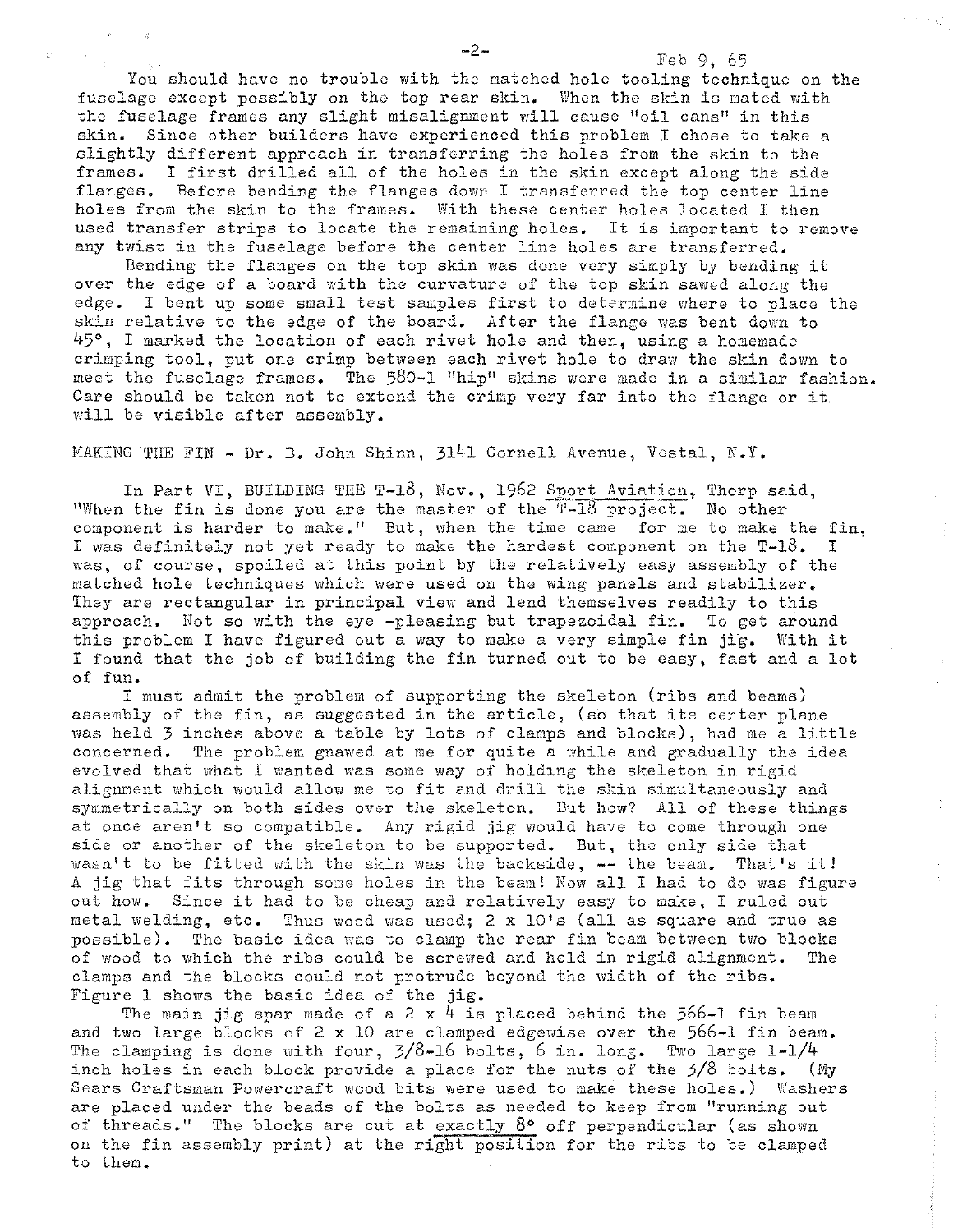Feb 9, 65

You should have no trouble with the matched hole tooling technique on the fuselage except possibly on the top rear skin. When the skin is mated with the fuselage frames any slight misalignment will cause "oil cans" in this skin. Since other builders have experienced this problem I chose to take a slightly different approach in transferring the holes from the skin to the frames. I first drilled all of the holes in the skin except along the side flanges. Before bending the flanges down I transferred the top center line holes from the skin to the frames. With these center holes located I then used transfer strips to locate the remaining holes. It is important to remove any twist in the fuselage before the center line holes are transferred.

Bending the flanges on the top skin was done very simply by bending it over the edge of a board with the curvature of the top skin sawed along the edge. I bent up some small test samples first to determine where to place the skin relative to the edge of the board. After the flange was bent down to 45°, I marked the location of each rivet hole and then, using a homemade crimping tool, put one crimp between each rivet hole to draw the skin down to meet the fuselage frames. The 580-1 "hip" skins were made in a similar fashion. Care should be taken not to extend the crimp very far into the flange or it will be visible after assembly.

MAKING THE FIN - Dr. B. John Shinn, 3141 Cornell Avenue, Vestal, N.Y.

In Part VI, BUILDING THE T-18, Nov., 1962 Sport Aviation, Thorp said, "When the fin is done you are the master of the T-18 project. No other component is harder to make." But, when the time came for me to make the fin, I was definitely not yet ready to make the hardest component on the T-18. I was, of course, spoiled at this point by the relatively easy assembly of the matched hole techniques which were used on the wing panels and stabilizer. They are rectangular in principal view and lend themselves readily to this approach. Not so with the eye -pleasing but trapezoidal fin. To get around this problem I have figured out a way to make a very simple fin jig. With it I found that the job of building the fin turned out to be easy, fast and a lot of fun.

I must admit the problem of supporting the skeleton (ribs and beams) assembly of the fin, as suggested in the article, (so that its center plane was held 3 inches above a table by lots of clamps and blocks), had me a little concerned. The problem gnawed at me for quite a while and gradually the idea evolved that what I wanted was some way of holding the skeleton in rigid alignment which would allow me to fit and drill the skin simultaneously and symmetrically on both sides over the skeleton. But how? All of these things at once aren't so compatible. Any rigid jig would have to come through one side or another of the skeleton to be supported. But, the only side that wasn't to be fitted with the skin was the backside, -- the beam. That's it! A jig that fits through some holes in the beam! Now all I had to do was figure out how. Since it had to be cheap and relatively easy to make, I ruled out metal welding, etc. Thus wood was used; 2 x 10's (all as square and true as possible). The basic idea was to clamp the rear fin beam between two blocks of wood to which the ribs could be screwed and held in rigid alignment. The clamps and the blocks could not protrude beyond the width of the ribs. Figure 1 shows the basic idea of the jig.

The main jig spar made of a 2 x 4 is placed behind the 566-1 fin beam and two large blocks of 2 x 10 are clamped edgewise over the 566-1 fin beam. The clamping is done with four, 3/8-16 bolts, 6 in. long. Two large 1-1/4 inch holes in each block provide a place for the nuts of the 3/8 bolts. (My Sears Craftsman Powercraft wood bits were used to make these holes.) Washers are placed under the beads of the bolts as needed to keep from "running out of threads." The blocks are cut at exactly 8° off perpendicular (as shown on the fin assembly print) at the right position for the ribs to be clamped to them.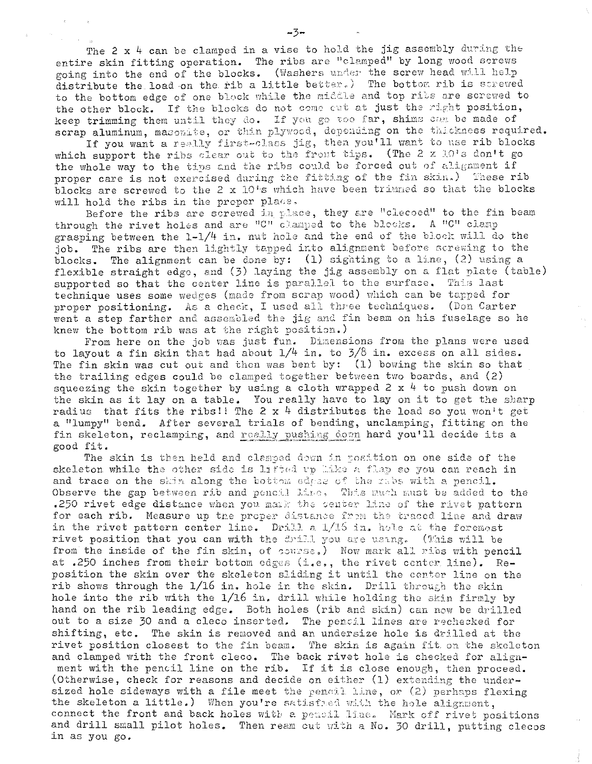The 2 x 4 can be clamped in a vise to hold the jig assembly during the entire skin fitting operation. The ribs are "clamped" by long wood screws going into the end of the blocks. (Washers under the screw head will help distribute the load on the rib a little better.) The bottom rib is screwed to the bottom edge of one block while the middle and top ribs are screwed to the other block. If the blocks do not come out at just the right position, keep trimming them until they do. If you go too far, shims can be made of scrap aluminum, masonite, or thin plywood, depending on the thickness required.

If you want a really first-class jig, then you'll want to use rib blocks which support the ribs clear out to the front tips. (The 2 x 10's don't go the whole way to the tips and the ribs could be forced out of alignment if proper care is not exercised during the fitting of the fin skin.) These rib blocks are screwed to the 2 x 10's which have been trimmed so that the blocks will hold the ribs in the proper place.

Before the ribs are screwed in place, they are "clecoed" to the fin beam through the rivet holes and are "C" clamped to the blocks. A "C" clamp grasping between the 1-1/4 in. nut hole and the end of the block will do the job. The ribs are then lightly tapped into alignment before screwing to the blocks. The alignment can be done by: (1) sighting to a line, (2) using a flexible straight edge, and (3) laying the jig assembly on a flat plate (table) supported so that the center line is parallel to the surface. This last technique uses some wedges (made from scrap wood) which can be tapped for proper positioning. As a check, I used all three techniques. (Don Carter went a step farther and assembled the jig and fin beam on his fuselage so he knew the bottom rib was at the right position.)

From here on the job was just fun. Dimensions from the plans were used to layout a fin skin that had about 1/4 in. to 3/8 in. excess on all sides. The fin skin was cut out and then was bent by: (1) bowing the skin so that the trailing edges could be clamped together between two boards, and (2) squeezing the skin together by using a cloth wrapped 2 x 4 to push down on the skin as it lay on a table. You really have to lay on it to get the sharp radius that fits the ribs!! The 2 x 4 distributes the load so you won't get a "lumpy" bend. After several trials of bending, unclamping, fitting on the fin skeleton, reclamping, and <u>really pushing down</u> hard you'll decide its a good fit.

The skin is then held and clamped down in position on one side of the skeleton while the other side is lifted up like a flap so you can reach in and trace on the skin along the bottom edges of the ribs with a pencil. Observe the gap between rib and pencil line. This much must be added to the .250 rivet edge distance when you mark the center line of the rivet pattern for each rib. Measure up the proper distance from the traced line and draw in the rivet pattern center line. Drill a 1/16 in. hole at the foremost rivet position that you can with the drill you are using. (This will be from the inside of the fin skin, of course.) Now mark all ribs with pencil at .250 inches from their bottom edges (i.e., the rivet center line). Reposition the skin over the skeleton sliding it until the center line on the rib shows through the 1/16 in. hole in the skin. Drill through the skin hole into the rib with the 1/16 in. drill while holding the skin firmly by hand on the rib leading edge. Both holes (rib and skin) can now be drilled out to a size 30 and a cleco inserted. The pencil lines are rechecked for shifting, etc. The skin is removed and an undersize hole is drilled at the rivet position closest to the fin beam. The skin is again fit on the skeleton and clamped with the front cleco. The back rivet hole is checked for alignment with the pencil line on the rib. If it is close enough, then proceed. (Otherwise, check for reasons and decide on either (1) extending the undersized hole sideways with a file meet the pencil line, or (2) perhaps flexing the skeleton a little.) When you're satisfied with the hole alignment, connect the front and back holes with a pencil line. Mark off rivet positions and drill small pilot holes. Then ream out with a No. 30 drill, putting clecos in as you go.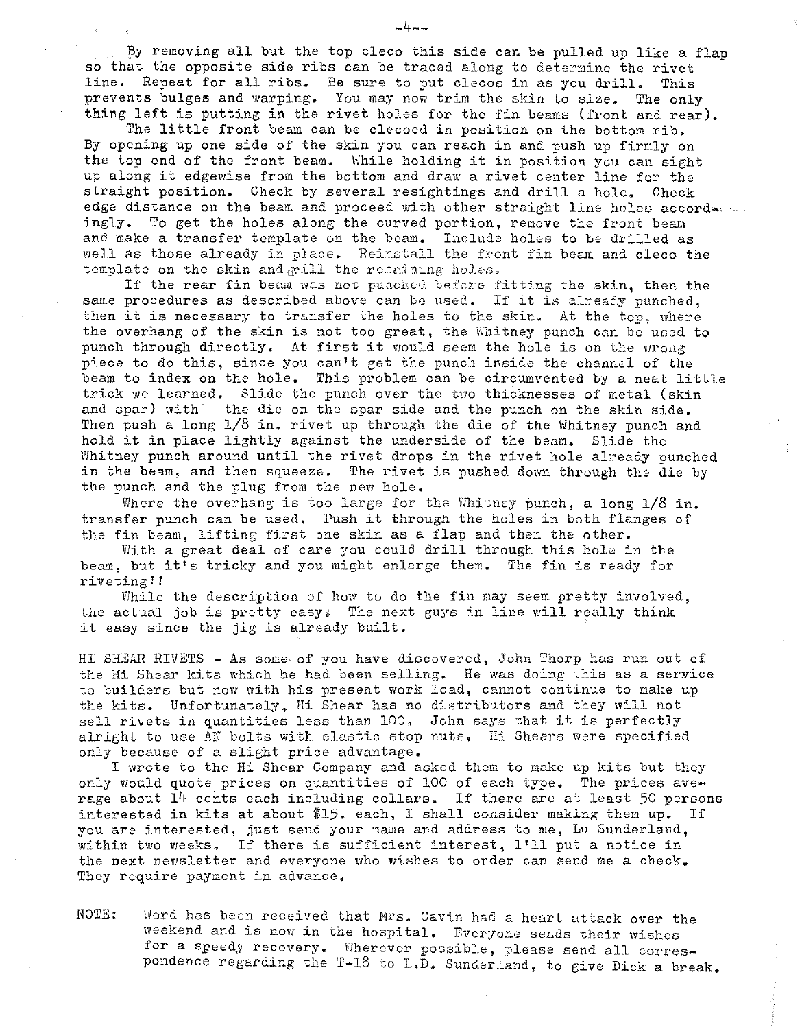By removing all but the top cleco this side can be pulled up like a flap so that the opposite side ribs can be traced along to determine the rivet line. Repeat for all ribs. Be sure to put clecos in as you drill. This prevents bulges and warping. You may now trim the skin to size. The only thing left is putting in the rivet holes for the fin beams (front and rear).

The little front beam can be clecoed in position on the bottom rib. By opening up one side of the skin you can reach in and push up firmly on the top end of the front beam. While holding it in position you can sight up along it edgewise from the bottom and draw a rivet center line for the straight position. Check by several resightings and drill a hole. Check edge distance on the beam and proceed with other straight line holes accordingly. To get the holes along the curved portion, remove the front beam and make a transfer template on the beam. Include holes to be drilled as well as those already in place. Reinstall the front fin beam and cleco the template on the skin and drill the remaining holes.

If the rear fin beam was not punched before fitting the skin, then the same procedures as described above can be used. If it is already punched, then it is necessary to transfer the holes to the skin. At the top, where the overhang of the skin is not too great, the Whitney punch can be used to punch through directly. At first it would seem the hole is on the wrong piece to do this, since you can't get the punch inside the channel of the beam to index on the hole. This problem can be circumvented by a neat little trick we learned. Slide the punch over the two thicknesses of metal (skin and spar) with the die on the spar side and the punch on the skin side. Then push a long 1/8 in. rivet up through the die of the Whitney punch and hold it in place lightly against the underside of the beam. Slide the Whitney punch around until the rivet drops in the rivet hole already punched in the beam, and then squeeze. The rivet is pushed down through the die by the punch and the plug from the new hole.

Where the overhang is too large for the Whitney punch, a long 1/8 in. transfer punch can be used. Push it through the holes in both flanges of the fin beam, lifting first one skin as a flap and then the other.

With a great deal of care you could drill through this hole in the beam, but it's tricky and you might enlarge them. The fin is ready for riveting!!

While the description of how to do the fin may seem pretty involved, the actual job is pretty easy. The next guys in line will really think it easy since the jig is already built.

HI SHEAR RIVETS - As some of you have discovered, John Thorp has run out of the Hi Shear kits which he had been selling. He was doing this as a service to builders but now with his present work load, cannot continue to make up the kits. Unfortunately, Hi Shear has no distributors and they will not sell rivets in quantities less than 100. John says that it is perfectly alright to use AN bolts with elastic stop nuts. Hi Shears were specified only because of a slight price advantage.

I wrote to the Hi Shear Company and asked them to make up kits but they only would quote prices on quantities of 100 of each type. The prices average about 14 cents each including collars. If there are at least 50 persons interested in kits at about $15. each, I shall consider making them up. If you are interested, just send your name and address to me, Lu Sunderland, within two weeks. If there is sufficient interest, I'll put a notice in the next newsletter and everyone who wishes to order can send me a check. They require payment in advance.

NOTE: Word has been received that Mrs. Cavin had a heart attack over the weekend and is now in the hospital. Everyone sends their wishes for a speedy recovery. Wherever possible, please send all correspondence regarding the T-18 to L.D. Sunderland, to give Dick a break.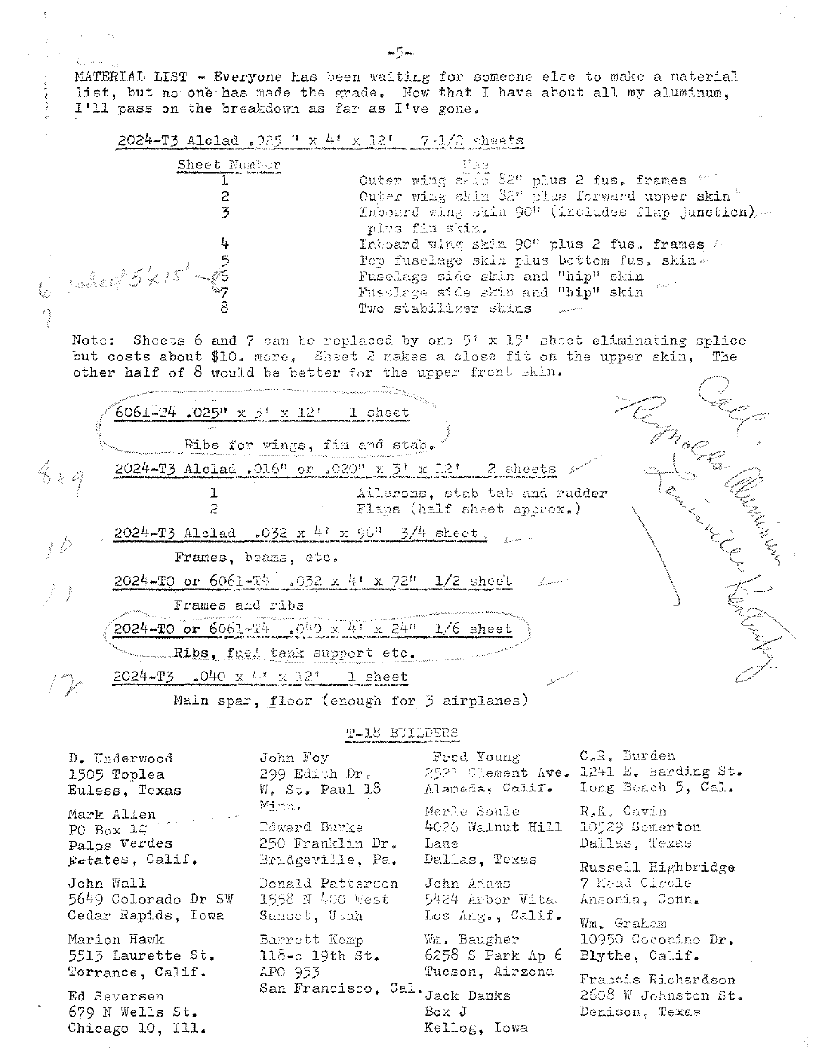MATERIAL LIST - Everyone has been waiting for someone else to make a material list, but no one has made the grade. Now that I have about all my aluminum, I'll pass on the breakdown as far as I've gone.

2024-T3 Alclad .025 " x 4' x 12'  7-1/2 sheets

| Sheet Number | Use |
|---|---|
| 1 | Outer wing skin 82" plus 2 fus. frames |
| 2 | Outer wing skin 82" plus forward upper skin |
| 3 | Inboard wing skin 90" (includes flap junction) plus fin skin. |
| 4 | Inboard wing skin 90" plus 2 fus. frames |
| 5 | Top fuselage skin plus bottom fus. skin |
| 6 | Fuselage side skin and "hip" skin |
| 7 | Fuselage side skin and "hip" skin |
| 8 | Two stabilizer skins |

Note: Sheets 6 and 7 can be replaced by one 5' x 15' sheet eliminating splice but costs about $10. more. Sheet 2 makes a close fit on the upper skin. The other half of 8 would be better for the upper front skin.

6061-T4 .025" x 3' x 12'  1 sheet

Ribs for wings, fin and stab.

2024-T3 Alclad .016" or .020" x 3' x 12'  2 sheets

| | |
|---|---|
| 1 | Ailerons, stab tab and rudder |
| 2 | Flaps (half sheet approx.) |

2024-T3 Alclad .032 x 4' x 96"  3/4 sheet

Frames, beams, etc.

2024-TO or 6061-T4 .032 x 4' x 72"  1/2 sheet

Frames and ribs

2024-TO or 6061-T4 .040 x 4' x 24"  1/6 sheet

Ribs, fuel tank support etc.

2024-T3 .040 x 4' x 12'  1 sheet

Main spar, floor (enough for 3 airplanes)

## T-18 BUILDERS

D. Underwood
1505 Toplea
Euless, Texas

Mark Allen
PO Box 12
Palos Verdes Estates, Calif.

John Wall
5649 Colorado Dr SW
Cedar Rapids, Iowa

Marion Hawk
5513 Laurette St.
Torrance, Calif.

Ed Seversen
679 N Wells St.
Chicago 10, Ill.

John Foy
299 Edith Dr.
W. St. Paul 18 Minn.

Edward Burke
250 Franklin Dr.
Bridgeville, Pa.

Donald Patterson
1558 N 400 West
Sunset, Utah

Barrett Kemp
118-c 19th St.
APO 953
San Francisco, Cal.

Fred Young
2521 Clement Ave.
Alameda, Calif.

Merle Soule
4026 Walnut Hill Lane
Dallas, Texas

John Adams
5424 Arbor Vita
Los Ang., Calif.

Wm. Baugher
6258 S Park Ap 6
Tucson, Airzona

Jack Danks
Box J
Kellog, Iowa

C.R. Burden
1241 E. Harding St.
Long Beach 5, Cal.

R.K. Cavin
10529 Somerton
Dallas, Texas

Russell Highbridge
7 Mead Circle
Ansonia, Conn.

Wm. Graham
10950 Coconino Dr.
Blythe, Calif.

Francis Richardson
2608 W Johnston St.
Denison, Texas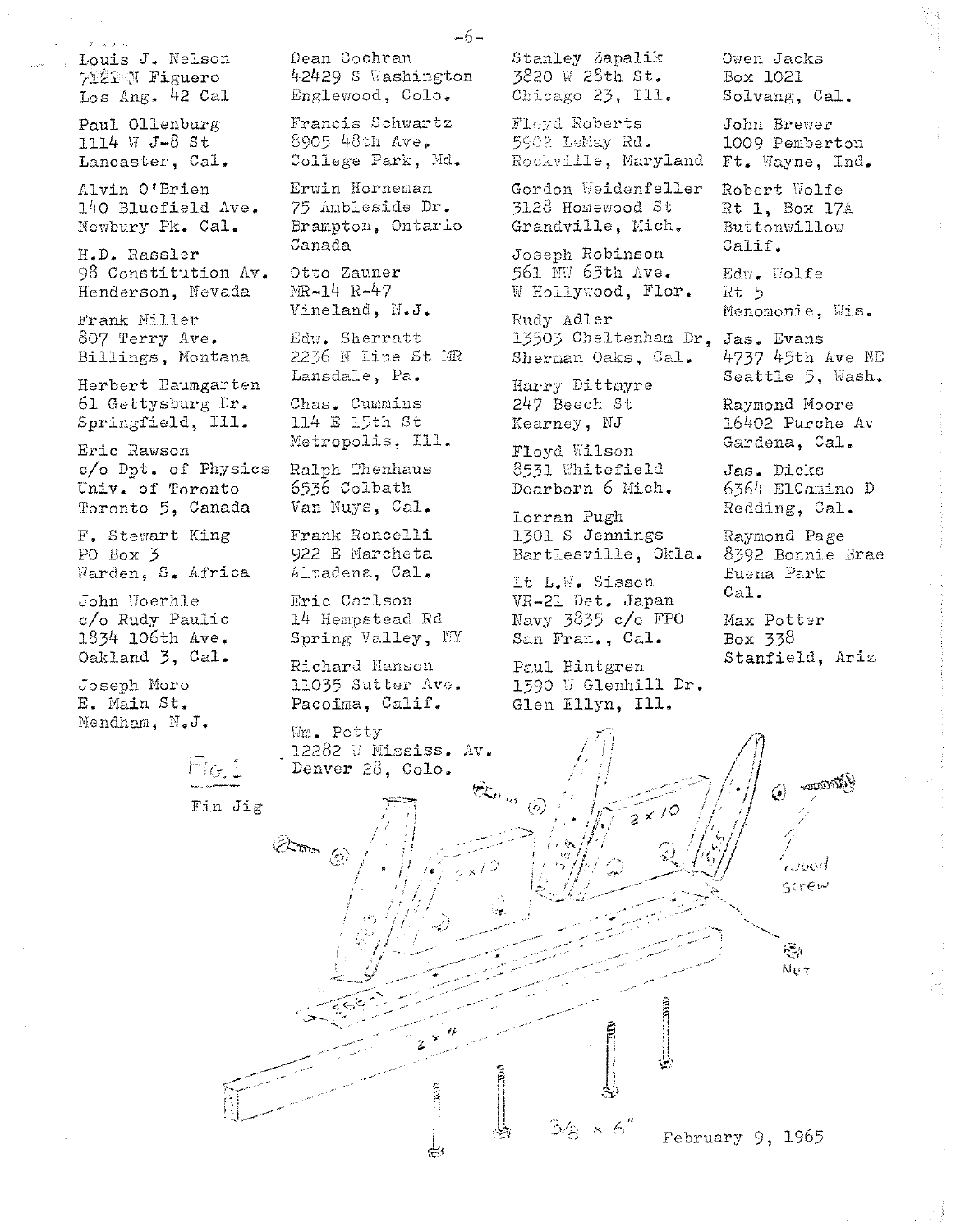Louis J. Nelson
7121 N Figuero
Los Ang. 42 Cal

Paul Ollenburg
1114 W J-8 St
Lancaster, Cal.

Alvin O'Brien
140 Bluefield Ave.
Newbury Pk. Cal.

H.D. Rassler
98 Constitution Av.
Henderson, Nevada

Frank Miller
807 Terry Ave.
Billings, Montana

Herbert Baumgarten
61 Gettysburg Dr.
Springfield, Ill.

Eric Rawson
c/o Dpt. of Physics
Univ. of Toronto
Toronto 5, Canada

F. Stewart King
PO Box 3
Warden, S. Africa

John Woerhle
c/o Rudy Paulic
1834 106th Ave.
Oakland 3, Cal.

Joseph Moro
E. Main St.
Mendham, N.J.

Dean Cochran
42429 S Washington
Englewood, Colo.

Francis Schwartz
8905 48th Ave.
College Park, Md.

Erwin Horneman
75 Ambleside Dr.
Brampton, Ontario
Canada

Otto Zauner
MR-14 R-47
Vineland, N.J.

Edw. Sherratt
2236 N Line St MR
Lansdale, Pa.

Chas. Cummins
114 E 15th St
Metropolis, Ill.

Ralph Thenhaus
6536 Colbath
Van Nuys, Cal.

Frank Roncelli
922 E Marcheta
Altadena, Cal.

Eric Carlson
14 Hempstead Rd
Spring Valley, NY

Richard Hanson
11035 Sutter Ave.
Pacoima, Calif.

Wm. Petty
12282 W Mississ. Av.
Denver 28, Colo.

Stanley Zapalik
3820 W 28th St.
Chicago 23, Ill.

Floyd Roberts
5902 LeMay Rd.
Rockville, Maryland

Gordon Weidenfeller
3128 Homewood St
Grandville, Mich.

Joseph Robinson
561 NW 65th Ave.
W Hollywood, Flor.

Rudy Adler
13503 Cheltenham Dr,
Sherman Oaks, Cal.

Harry Dittmyre
247 Beech St
Kearney, NJ

Floyd Wilson
8531 Whitefield
Dearborn 6 Mich.

Lorran Pugh
1301 S Jennings
Bartlesville, Okla.

Lt L.W. Sisson
VR-21 Det. Japan
Navy 3835 c/o FPO
San Fran., Cal.

Paul Hintgren
1390 W Glenhill Dr.
Glen Ellyn, Ill.

Owen Jacks
Box 1021
Solvang, Cal.

John Brewer
1009 Pemberton
Ft. Wayne, Ind.

Robert Wolfe
Rt 1, Box 17A
Buttonwillow
Calif.

Edw. Wolfe
Rt 5
Menomonie, Wis.

Jas. Evans
4737 45th Ave NE
Seattle 5, Wash.

Raymond Moore
16402 Purche Av
Gardena, Cal.

Jas. Dicks
6364 ElCamino D
Redding, Cal.

Raymond Page
8392 Bonnie Brae
Buena Park
Cal.

Max Potter
Box 338
Stanfield, Ariz

Fig. 1

Fin Jig

2 x 10

2 x 10

2 x 4

Wood Screw

Nut

3/8 x 6"

February 9, 1965